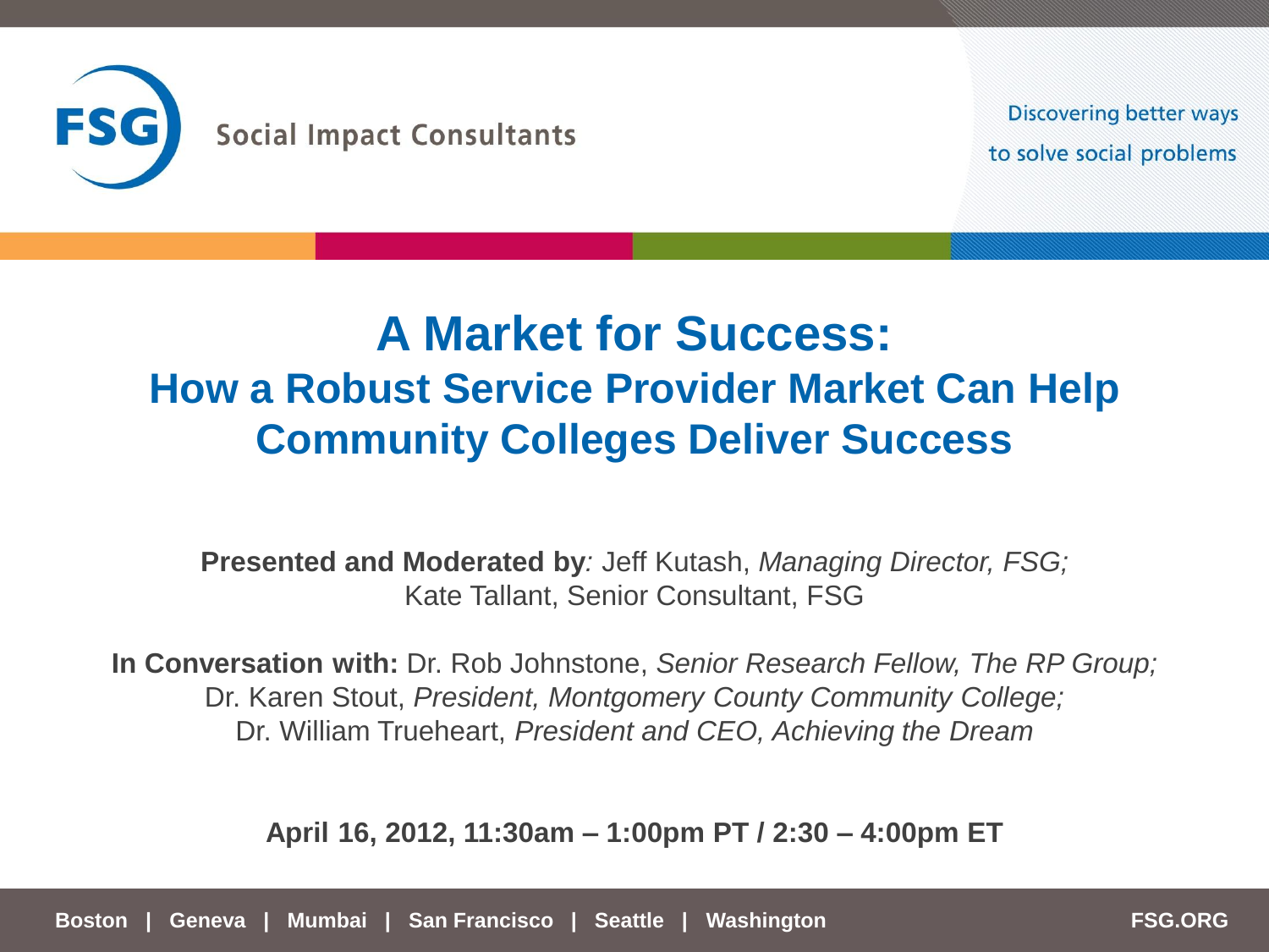FSG Social Impact Consultants

Discovering better ways to solve social problems

# A Market for Success:

## How a Robust Service Provider Market Can Help Community Colleges Deliver Success

**Presented and Moderated by**: Jeff Kutash, *Managing Director, FSG;* Kate Tallant, Senior Consultant, FSG

**In Conversation with:** Dr. Rob Johnstone, *Senior Research Fellow, The RP Group;* Dr. Karen Stout, *President, Montgomery County Community College;* Dr. William Trueheart, *President and CEO, Achieving the Dream*

**April 16, 2012, 11:30am – 1:00pm PT / 2:30 – 4:00pm ET**

**Boston | Geneva | Mumbai | San Francisco | Seattle | Washington** **FSG.ORG**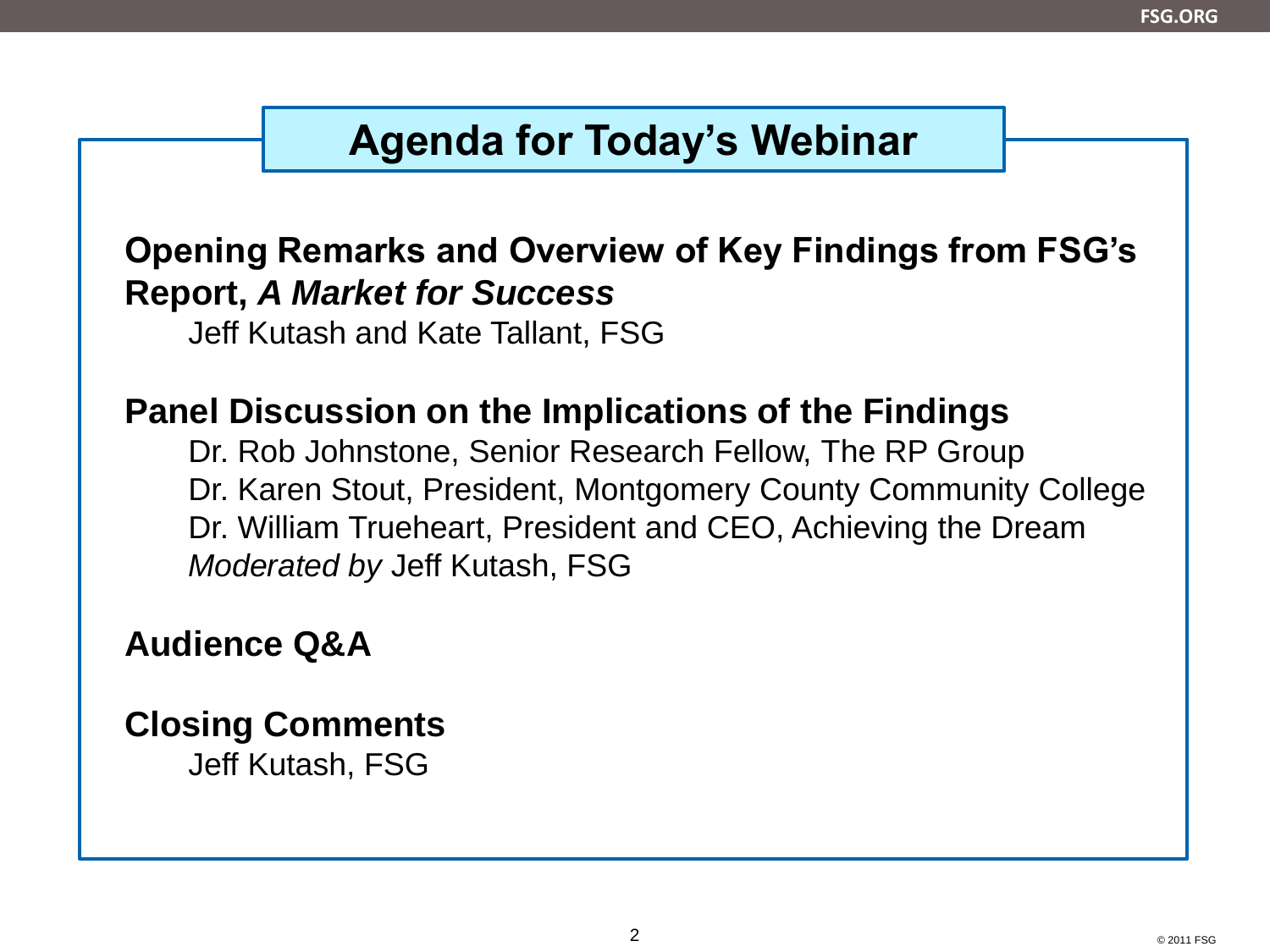# Agenda for Today's Webinar

**Opening Remarks and Overview of Key Findings from FSG's Report, *A Market for Success***

Jeff Kutash and Kate Tallant, FSG

**Panel Discussion on the Implications of the Findings**

Dr. Rob Johnstone, Senior Research Fellow, The RP Group
Dr. Karen Stout, President, Montgomery County Community College
Dr. William Trueheart, President and CEO, Achieving the Dream
*Moderated by* Jeff Kutash, FSG

**Audience Q&A**

**Closing Comments**

Jeff Kutash, FSG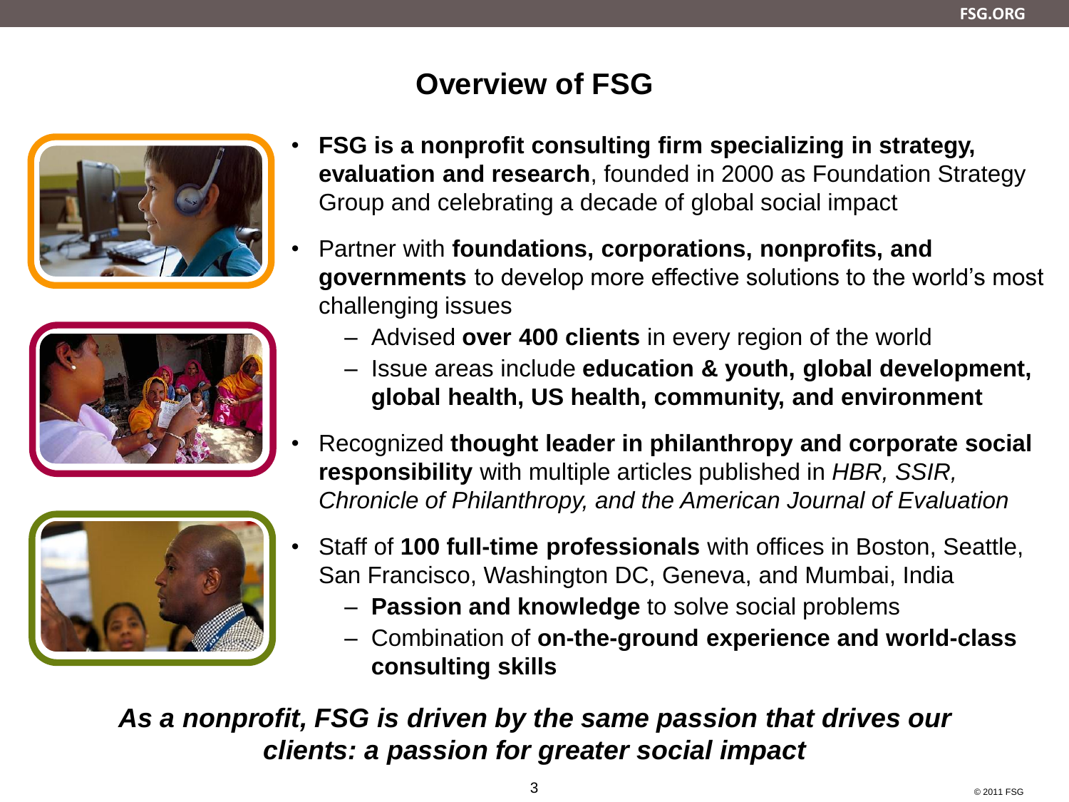# Overview of FSG

- **FSG is a nonprofit consulting firm specializing in strategy, evaluation and research**, founded in 2000 as Foundation Strategy Group and celebrating a decade of global social impact
- Partner with **foundations, corporations, nonprofits, and governments** to develop more effective solutions to the world's most challenging issues
  - Advised **over 400 clients** in every region of the world
  - Issue areas include **education & youth, global development, global health, US health, community, and environment**
- Recognized **thought leader in philanthropy and corporate social responsibility** with multiple articles published in *HBR, SSIR, Chronicle of Philanthropy, and the American Journal of Evaluation*
- Staff of **100 full-time professionals** with offices in Boston, Seattle, San Francisco, Washington DC, Geneva, and Mumbai, India
  - **Passion and knowledge** to solve social problems
  - Combination of **on-the-ground experience and world-class consulting skills**

***As a nonprofit, FSG is driven by the same passion that drives our clients: a passion for greater social impact***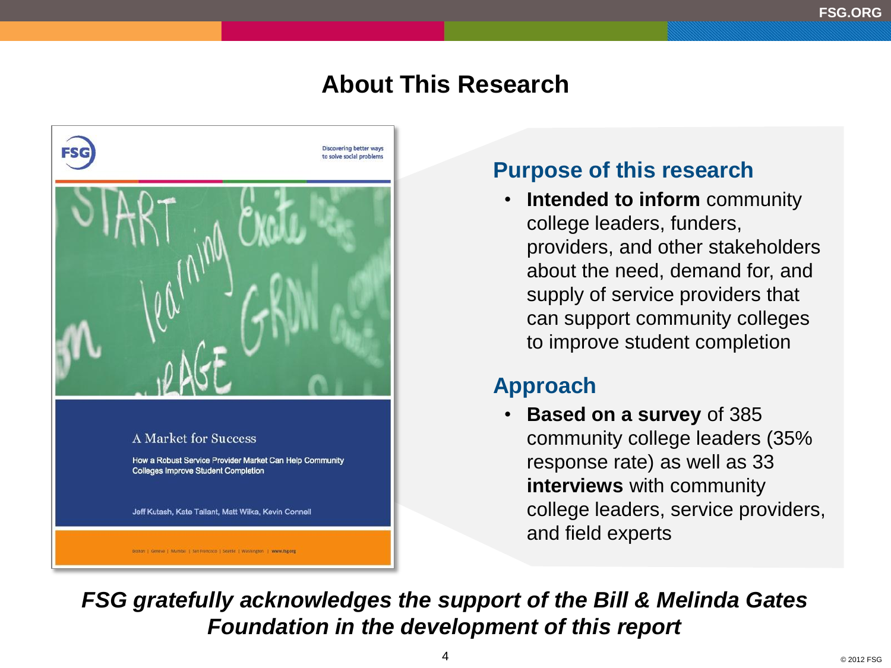# About This Research

## Purpose of this research

- **Intended to inform** community college leaders, funders, providers, and other stakeholders about the need, demand for, and supply of service providers that can support community colleges to improve student completion

## Approach

- **Based on a survey** of 385 community college leaders (35% response rate) as well as 33 **interviews** with community college leaders, service providers, and field experts

***FSG gratefully acknowledges the support of the Bill & Melinda Gates Foundation in the development of this report***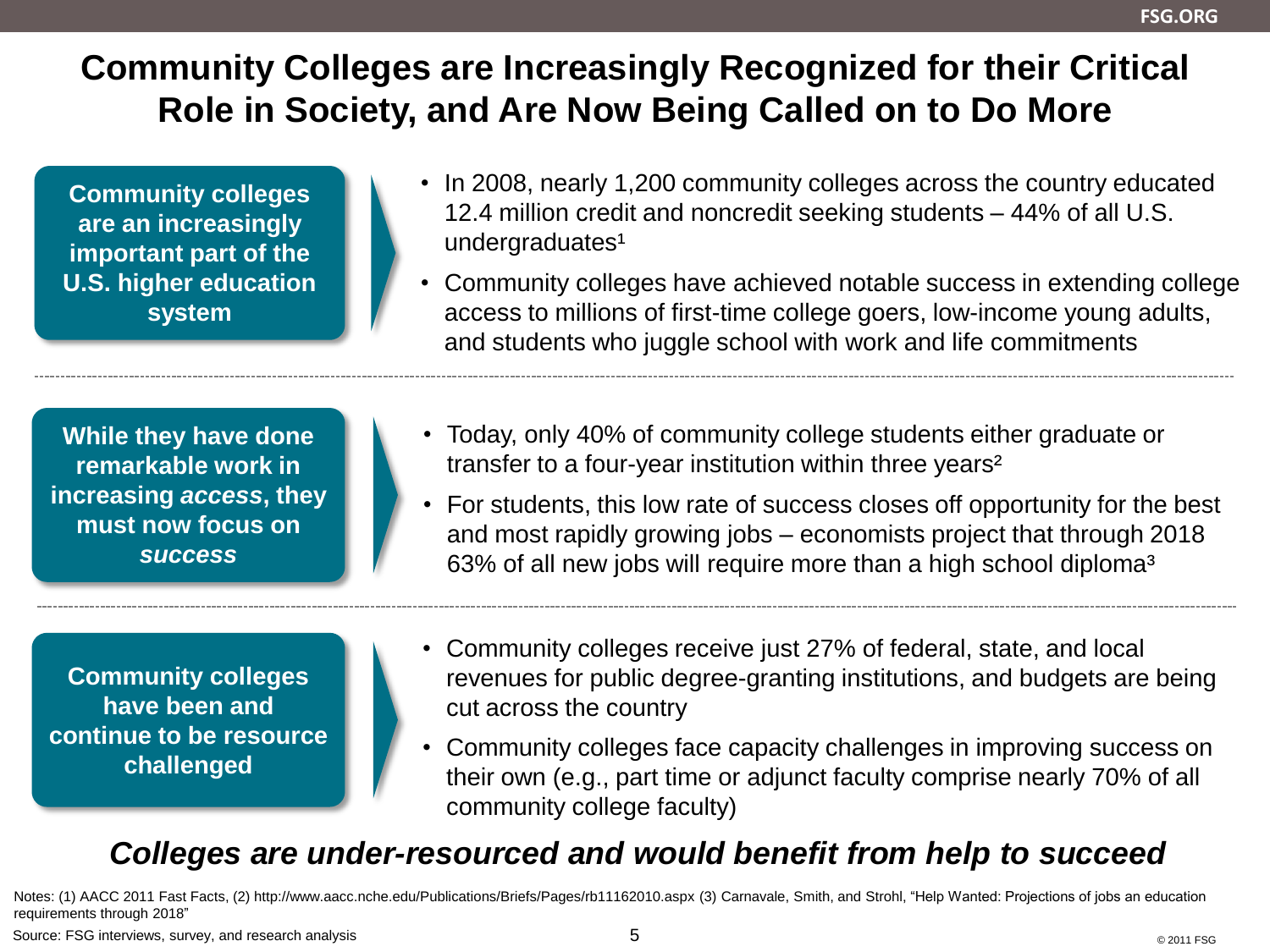# Community Colleges are Increasingly Recognized for their Critical Role in Society, and Are Now Being Called on to Do More

**Community colleges are an increasingly important part of the U.S. higher education system**

- In 2008, nearly 1,200 community colleges across the country educated 12.4 million credit and noncredit seeking students – 44% of all U.S. undergraduates[1]
- Community colleges have achieved notable success in extending college access to millions of first-time college goers, low-income young adults, and students who juggle school with work and life commitments

**While they have done remarkable work in increasing *access*, they must now focus on *success***

- Today, only 40% of community college students either graduate or transfer to a four-year institution within three years[2]
- For students, this low rate of success closes off opportunity for the best and most rapidly growing jobs – economists project that through 2018 63% of all new jobs will require more than a high school diploma[3]

**Community colleges have been and continue to be resource challenged**

- Community colleges receive just 27% of federal, state, and local revenues for public degree-granting institutions, and budgets are being cut across the country
- Community colleges face capacity challenges in improving success on their own (e.g., part time or adjunct faculty comprise nearly 70% of all community college faculty)

***Colleges are under-resourced and would benefit from help to succeed***

Notes: (1) AACC 2011 Fast Facts, (2) http://www.aacc.nche.edu/Publications/Briefs/Pages/rb11162010.aspx (3) Carnavale, Smith, and Strohl, "Help Wanted: Projections of jobs an education requirements through 2018"

Source: FSG interviews, survey, and research analysis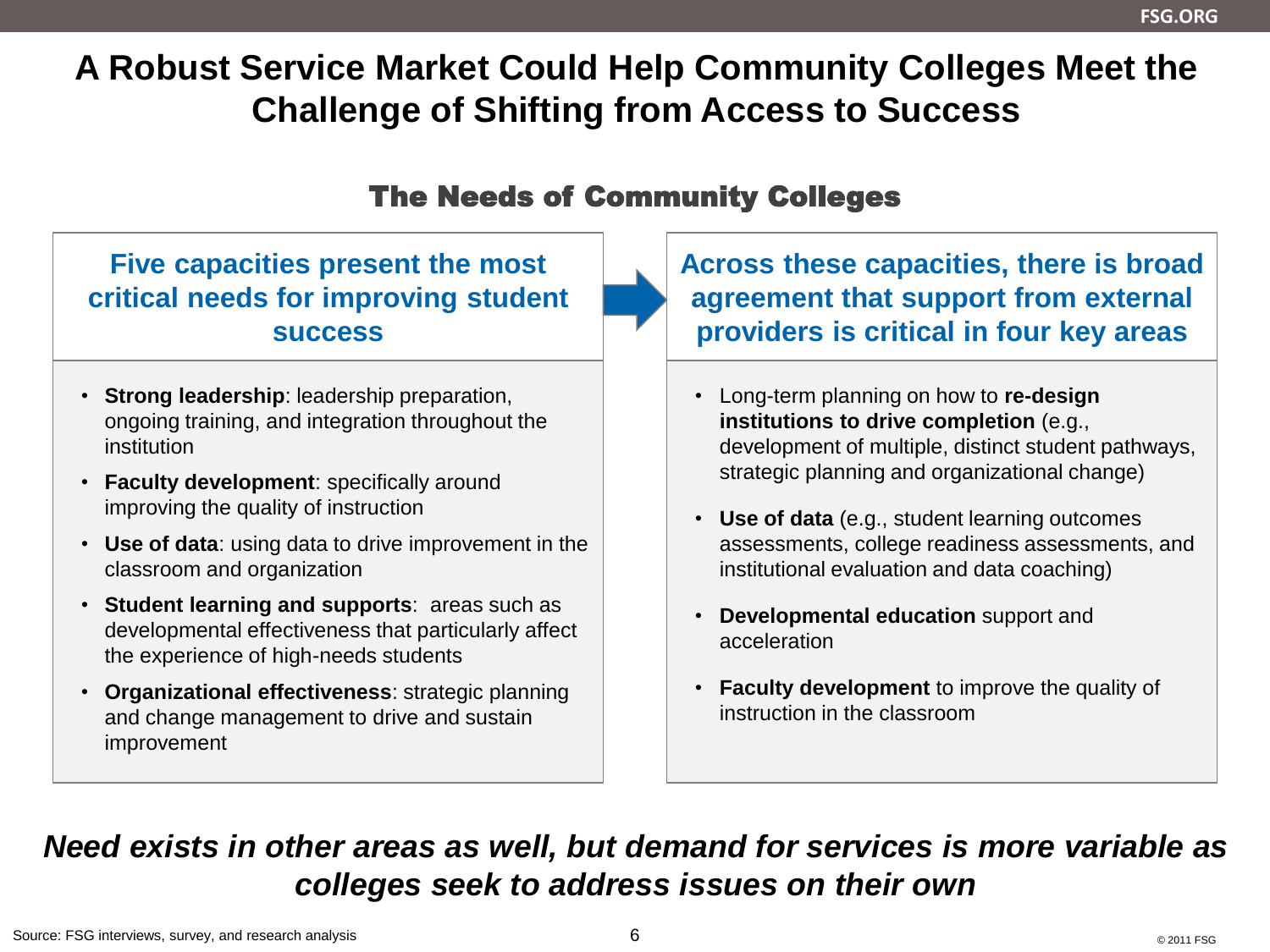# A Robust Service Market Could Help Community Colleges Meet the Challenge of Shifting from Access to Success

## The Needs of Community Colleges

### Five capacities present the most critical needs for improving student success

- **Strong leadership**: leadership preparation, ongoing training, and integration throughout the institution
- **Faculty development**: specifically around improving the quality of instruction
- **Use of data**: using data to drive improvement in the classroom and organization
- **Student learning and supports**: areas such as developmental effectiveness that particularly affect the experience of high-needs students
- **Organizational effectiveness**: strategic planning and change management to drive and sustain improvement

### Across these capacities, there is broad agreement that support from external providers is critical in four key areas

- Long-term planning on how to **re-design institutions to drive completion** (e.g., development of multiple, distinct student pathways, strategic planning and organizational change)
- **Use of data** (e.g., student learning outcomes assessments, college readiness assessments, and institutional evaluation and data coaching)
- **Developmental education** support and acceleration
- **Faculty development** to improve the quality of instruction in the classroom

***Need exists in other areas as well, but demand for services is more variable as colleges seek to address issues on their own***

Source: FSG interviews, survey, and research analysis

© 2011 FSG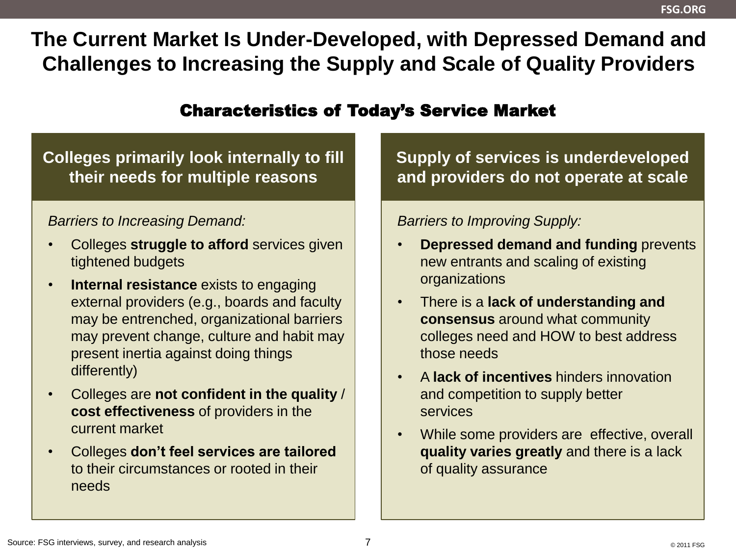# The Current Market Is Under-Developed, with Depressed Demand and Challenges to Increasing the Supply and Scale of Quality Providers

## Characteristics of Today's Service Market

### Colleges primarily look internally to fill their needs for multiple reasons

*Barriers to Increasing Demand:*

- Colleges **struggle to afford** services given tightened budgets
- **Internal resistance** exists to engaging external providers (e.g., boards and faculty may be entrenched, organizational barriers may prevent change, culture and habit may present inertia against doing things differently)
- Colleges are **not confident in the quality** / **cost effectiveness** of providers in the current market
- Colleges **don't feel services are tailored** to their circumstances or rooted in their needs

### Supply of services is underdeveloped and providers do not operate at scale

*Barriers to Improving Supply:*

- **Depressed demand and funding** prevents new entrants and scaling of existing organizations
- There is a **lack of understanding and consensus** around what community colleges need and HOW to best address those needs
- A **lack of incentives** hinders innovation and competition to supply better services
- While some providers are effective, overall **quality varies greatly** and there is a lack of quality assurance

Source: FSG interviews, survey, and research analysis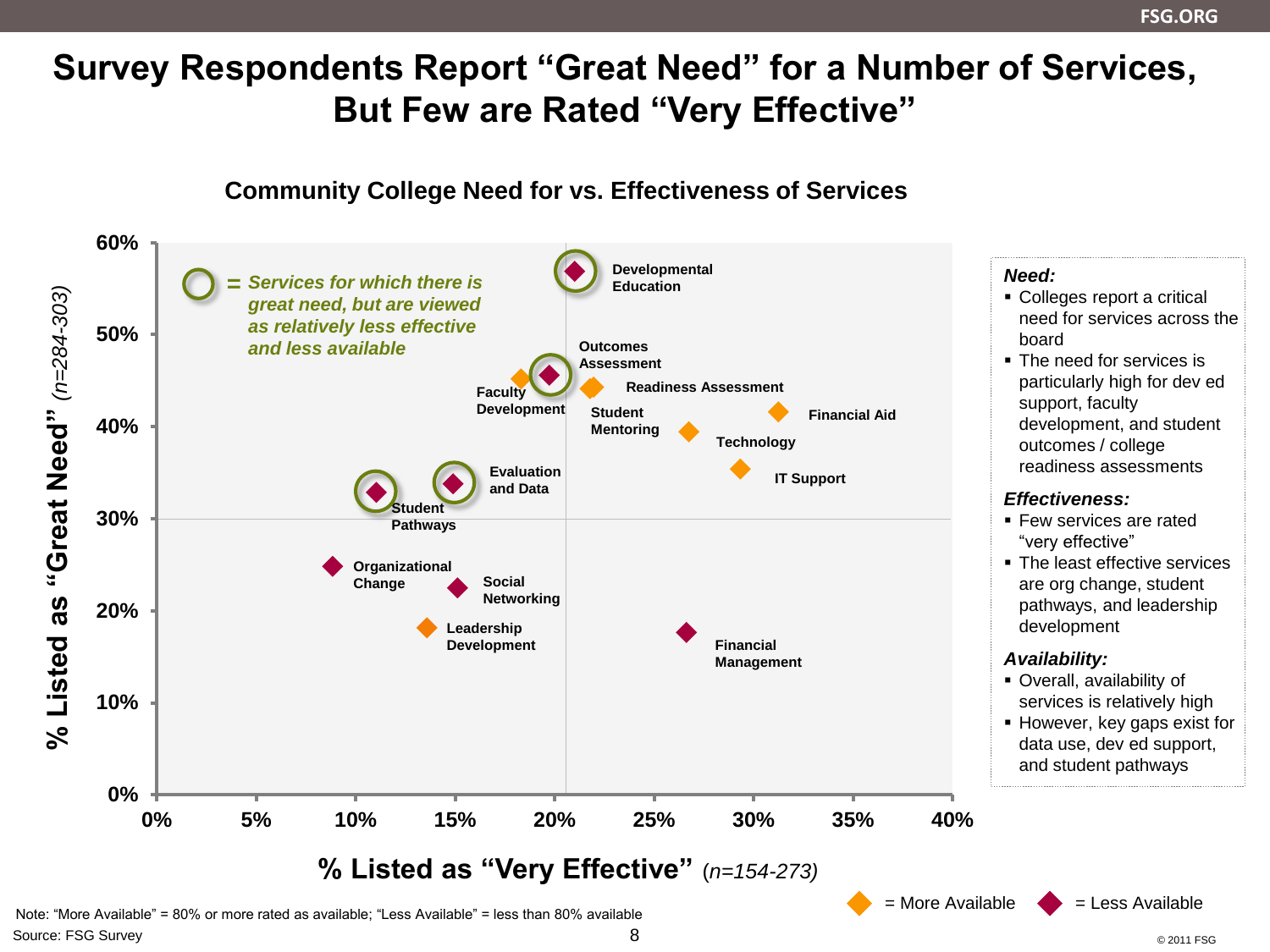# Survey Respondents Report "Great Need" for a Number of Services, But Few are Rated "Very Effective"

## Community College Need for vs. Effectiveness of Services

○ = *Services for which there is great need, but are viewed as relatively less effective and less available*

Data points: Developmental Education; Outcomes Assessment; Faculty Development; Readiness Assessment; Student Mentoring; Financial Aid; Technology; IT Support; Evaluation and Data; Student Pathways; Organizational Change; Social Networking; Leadership Development; Financial Management

Y-axis: % Listed as "Great Need" *(n=284-303)* — 0% to 60%

X-axis: % Listed as "Very Effective" *(n=154-273)* — 0% to 40%

◆ = More Available ◆ = Less Available

***Need:***

- Colleges report a critical need for services across the board
- The need for services is particularly high for dev ed support, faculty development, and student outcomes / college readiness assessments

***Effectiveness:***

- Few services are rated "very effective"
- The least effective services are org change, student pathways, and leadership development

***Availability:***

- Overall, availability of services is relatively high
- However, key gaps exist for data use, dev ed support, and student pathways

Note: "More Available" = 80% or more rated as available; "Less Available" = less than 80% available

Source: FSG Survey

© 2011 FSG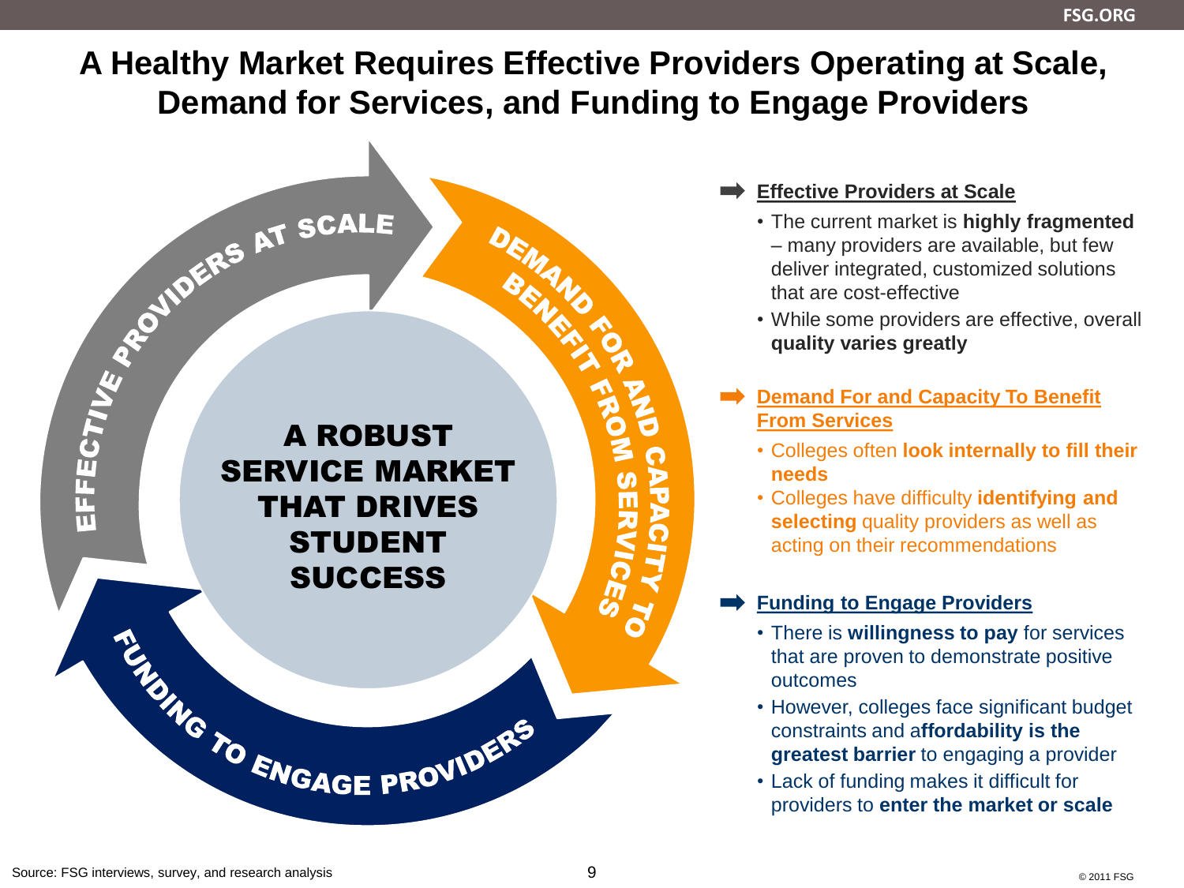# A Healthy Market Requires Effective Providers Operating at Scale, Demand for Services, and Funding to Engage Providers

EFFECTIVE PROVIDERS AT SCALE

DEMAND FOR AND CAPACITY TO BENEFIT FROM SERVICES

FUNDING TO ENGAGE PROVIDERS

**A ROBUST SERVICE MARKET THAT DRIVES STUDENT SUCCESS**

### Effective Providers at Scale

- The current market is **highly fragmented** – many providers are available, but few deliver integrated, customized solutions that are cost-effective
- While some providers are effective, overall **quality varies greatly**

### Demand For and Capacity To Benefit From Services

- Colleges often **look internally to fill their needs**
- Colleges have difficulty **identifying and selecting** quality providers as well as acting on their recommendations

### Funding to Engage Providers

- There is **willingness to pay** for services that are proven to demonstrate positive outcomes
- However, colleges face significant budget constraints and a**ffordability is the greatest barrier** to engaging a provider
- Lack of funding makes it difficult for providers to **enter the market or scale**

Source: FSG interviews, survey, and research analysis

© 2011 FSG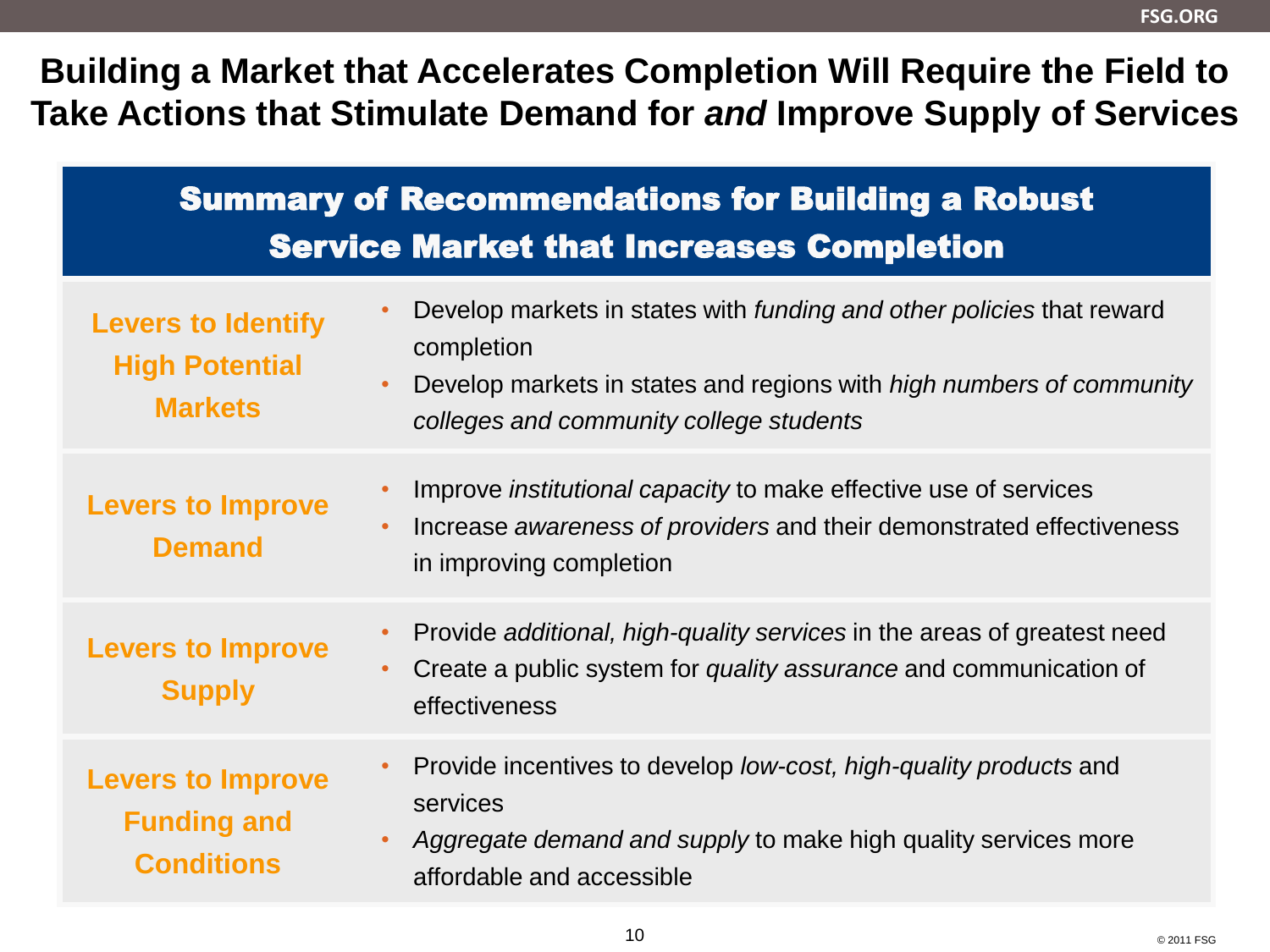# Building a Market that Accelerates Completion Will Require the Field to Take Actions that Stimulate Demand for *and* Improve Supply of Services

| Summary of Recommendations for Building a Robust Service Market that Increases Completion | |
|---|---|
| **Levers to Identify High Potential Markets** | • Develop markets in states with *funding and other policies* that reward completion<br>• Develop markets in states and regions with *high numbers of community colleges and community college students* |
| **Levers to Improve Demand** | • Improve *institutional capacity* to make effective use of services<br>• Increase *awareness of providers* and their demonstrated effectiveness in improving completion |
| **Levers to Improve Supply** | • Provide *additional, high-quality services* in the areas of greatest need<br>• Create a public system for *quality assurance* and communication of effectiveness |
| **Levers to Improve Funding and Conditions** | • Provide incentives to develop *low-cost, high-quality products* and services<br>• *Aggregate demand and supply* to make high quality services more affordable and accessible |

© 2011 FSG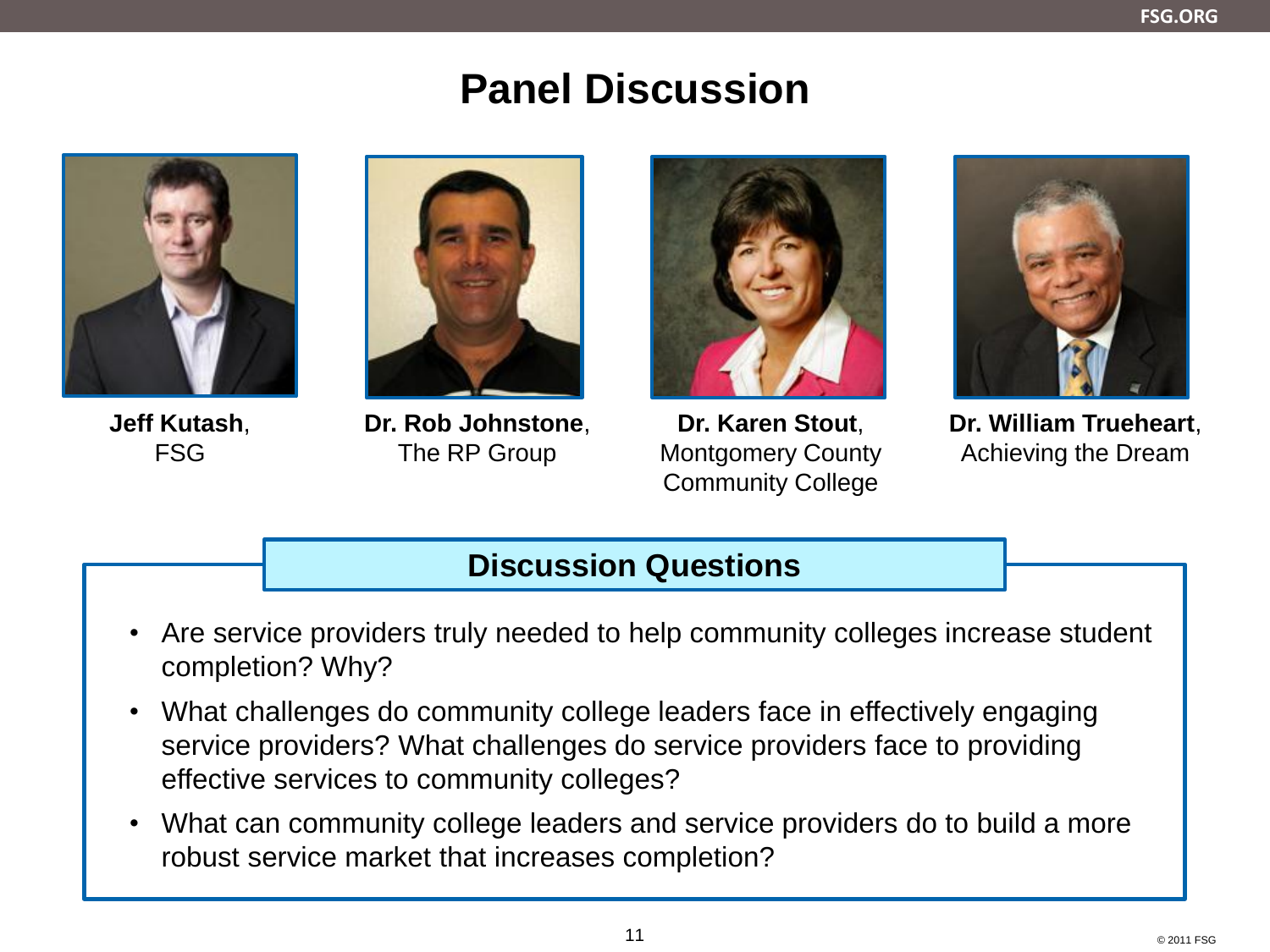# Panel Discussion

**Jeff Kutash**, FSG

**Dr. Rob Johnstone**, The RP Group

**Dr. Karen Stout**, Montgomery County Community College

**Dr. William Trueheart**, Achieving the Dream

## Discussion Questions

- Are service providers truly needed to help community colleges increase student completion? Why?
- What challenges do community college leaders face in effectively engaging service providers? What challenges do service providers face to providing effective services to community colleges?
- What can community college leaders and service providers do to build a more robust service market that increases completion?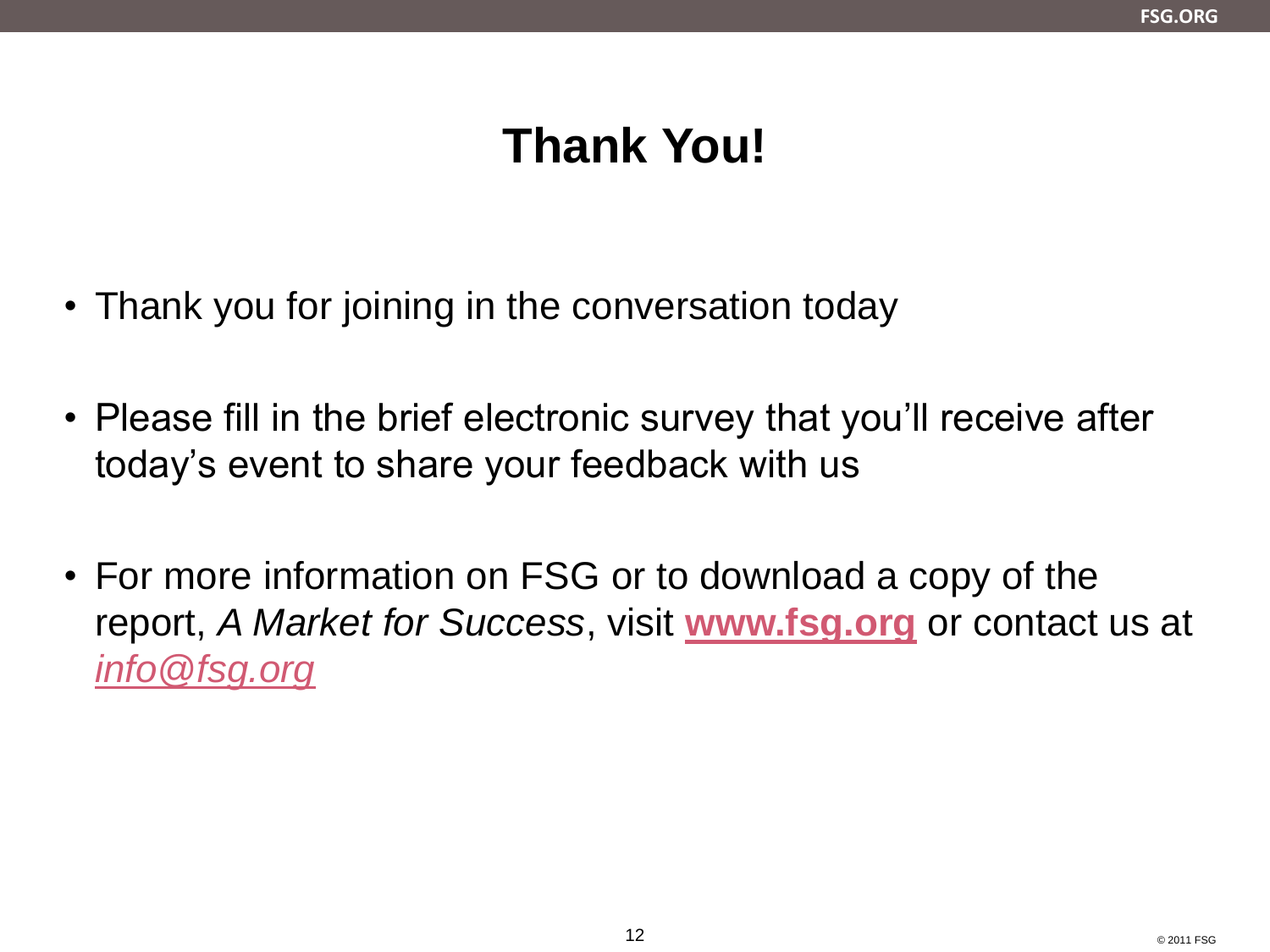# Thank You!

- Thank you for joining in the conversation today
- Please fill in the brief electronic survey that you'll receive after today's event to share your feedback with us
- For more information on FSG or to download a copy of the report, *A Market for Success*, visit **www.fsg.org** or contact us at *info@fsg.org*